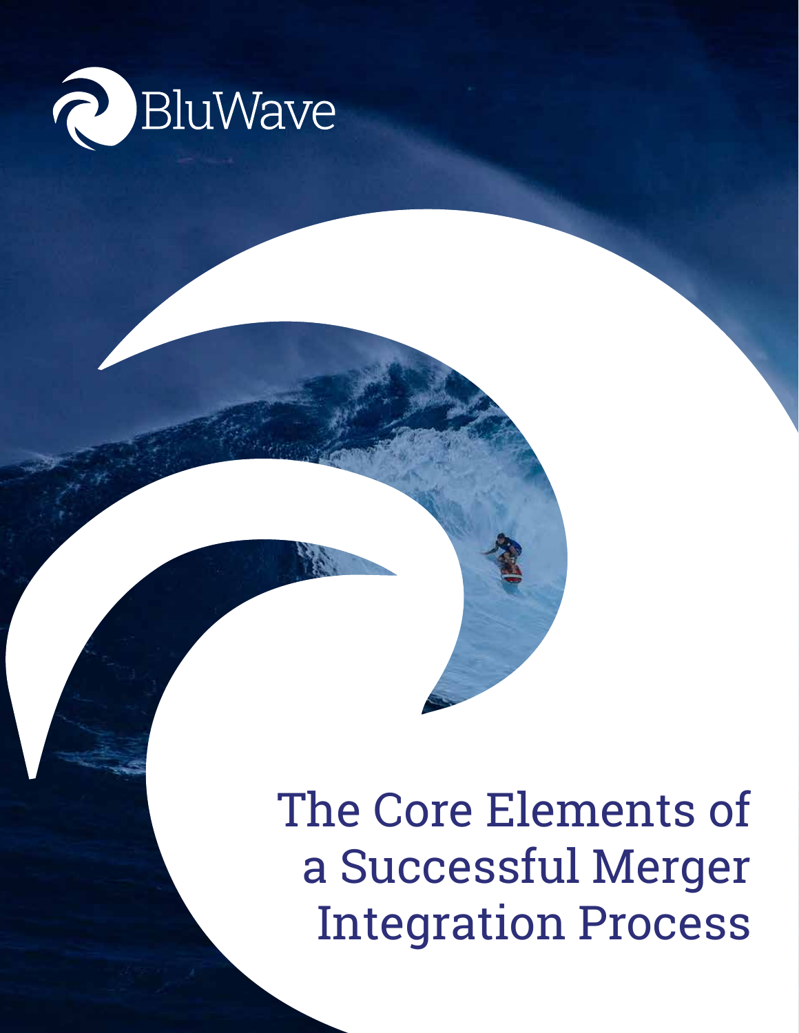BluWave

# The Core Elements of a Successful Merger Integration Process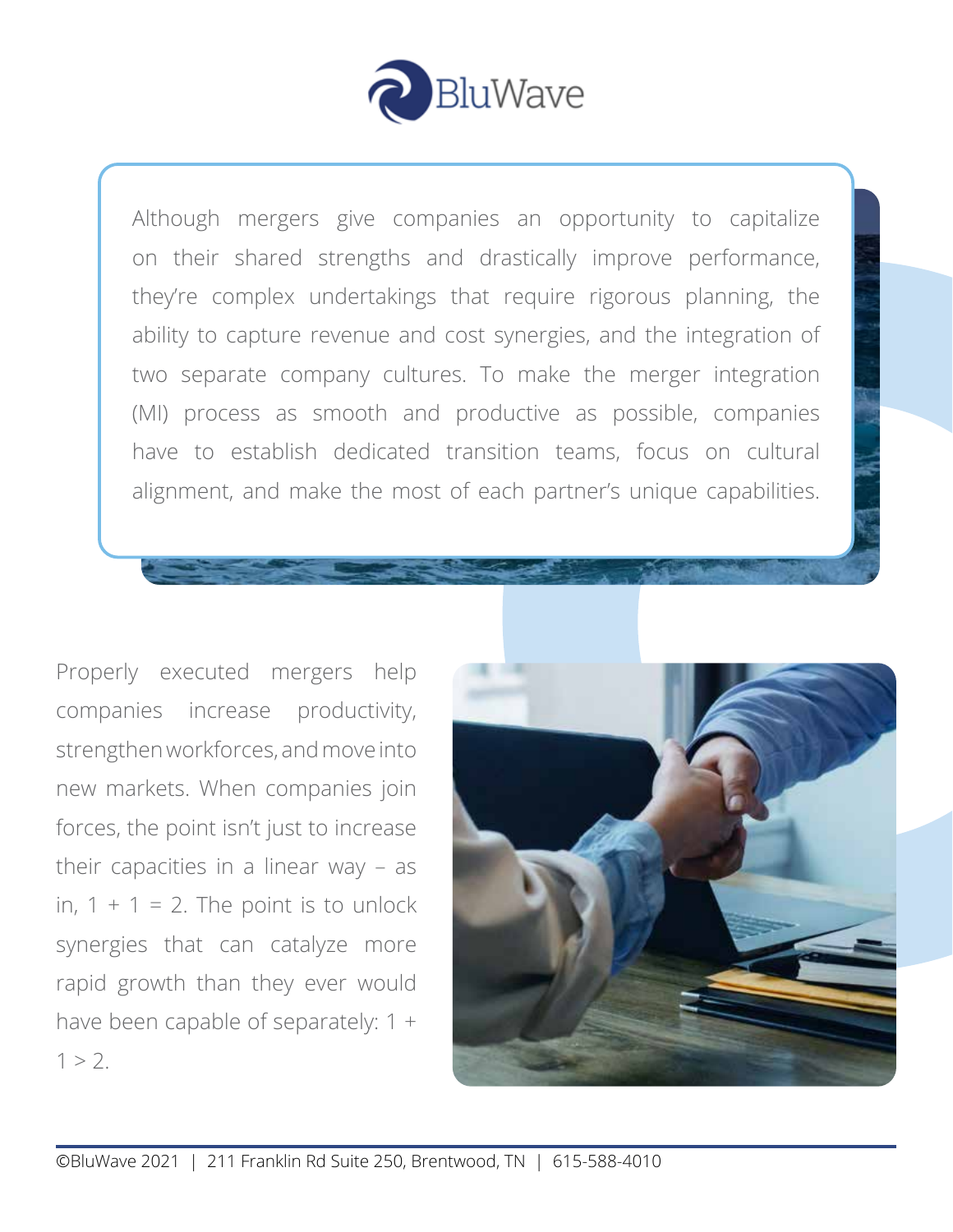Although mergers give companies an opportunity to capitalize on their shared strengths and drastically improve performance, they're complex undertakings that require rigorous planning, the ability to capture revenue and cost synergies, and the integration of two separate company cultures. To make the merger integration (MI) process as smooth and productive as possible, companies have to establish dedicated transition teams, focus on cultural alignment, and make the most of each partner's unique capabilities.

Properly executed mergers help companies increase productivity, strengthen workforces, and move into new markets. When companies join forces, the point isn't just to increase their capacities in a linear way – as in, 1 + 1 = 2. The point is to unlock synergies that can catalyze more rapid growth than they ever would have been capable of separately: 1 + 1 > 2.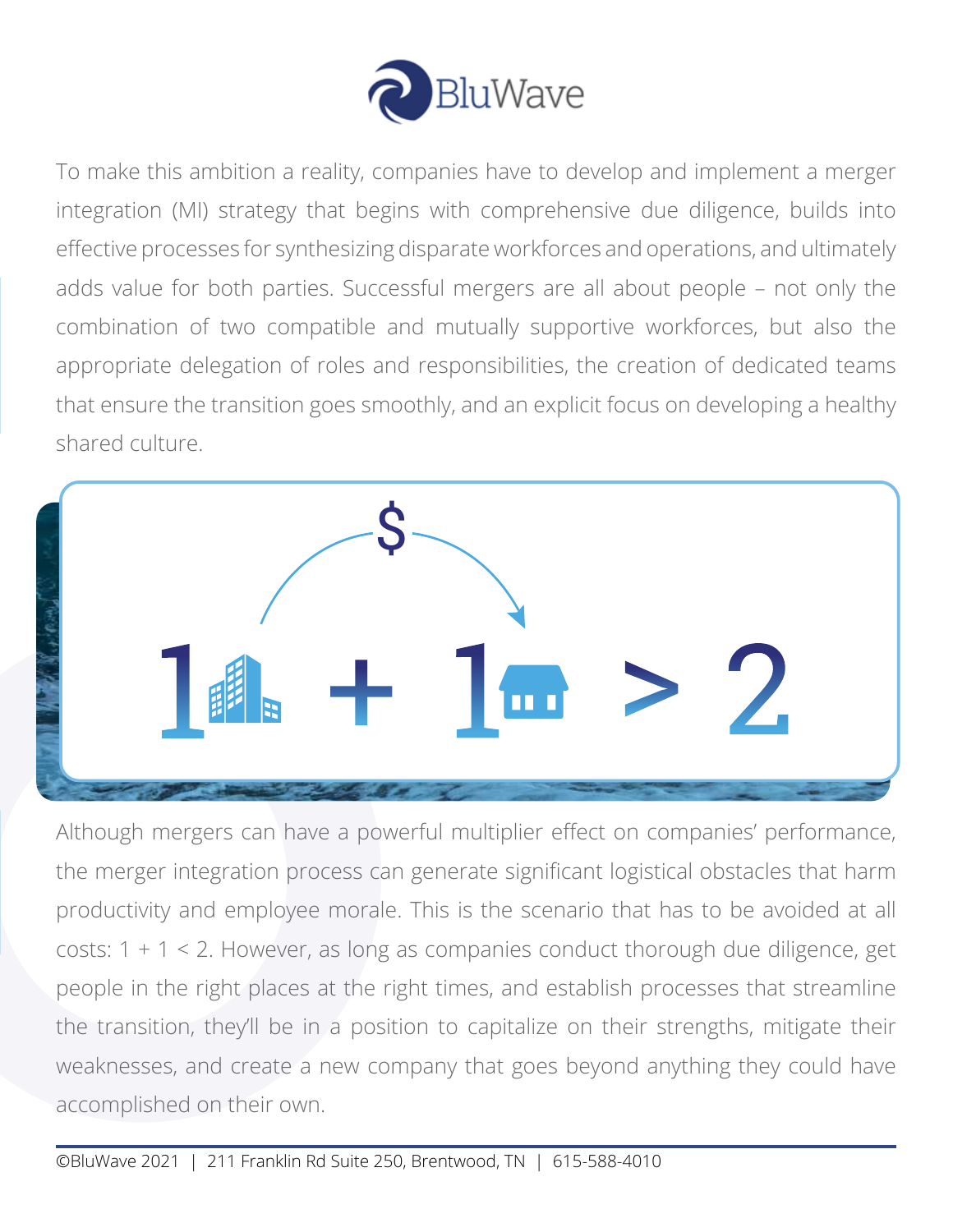To make this ambition a reality, companies have to develop and implement a merger integration (MI) strategy that begins with comprehensive due diligence, builds into effective processes for synthesizing disparate workforces and operations, and ultimately adds value for both parties. Successful mergers are all about people – not only the combination of two compatible and mutually supportive workforces, but also the appropriate delegation of roles and responsibilities, the creation of dedicated teams that ensure the transition goes smoothly, and an explicit focus on developing a healthy shared culture.

Although mergers can have a powerful multiplier effect on companies' performance, the merger integration process can generate significant logistical obstacles that harm productivity and employee morale. This is the scenario that has to be avoided at all costs: 1 + 1 < 2. However, as long as companies conduct thorough due diligence, get people in the right places at the right times, and establish processes that streamline the transition, they'll be in a position to capitalize on their strengths, mitigate their weaknesses, and create a new company that goes beyond anything they could have accomplished on their own.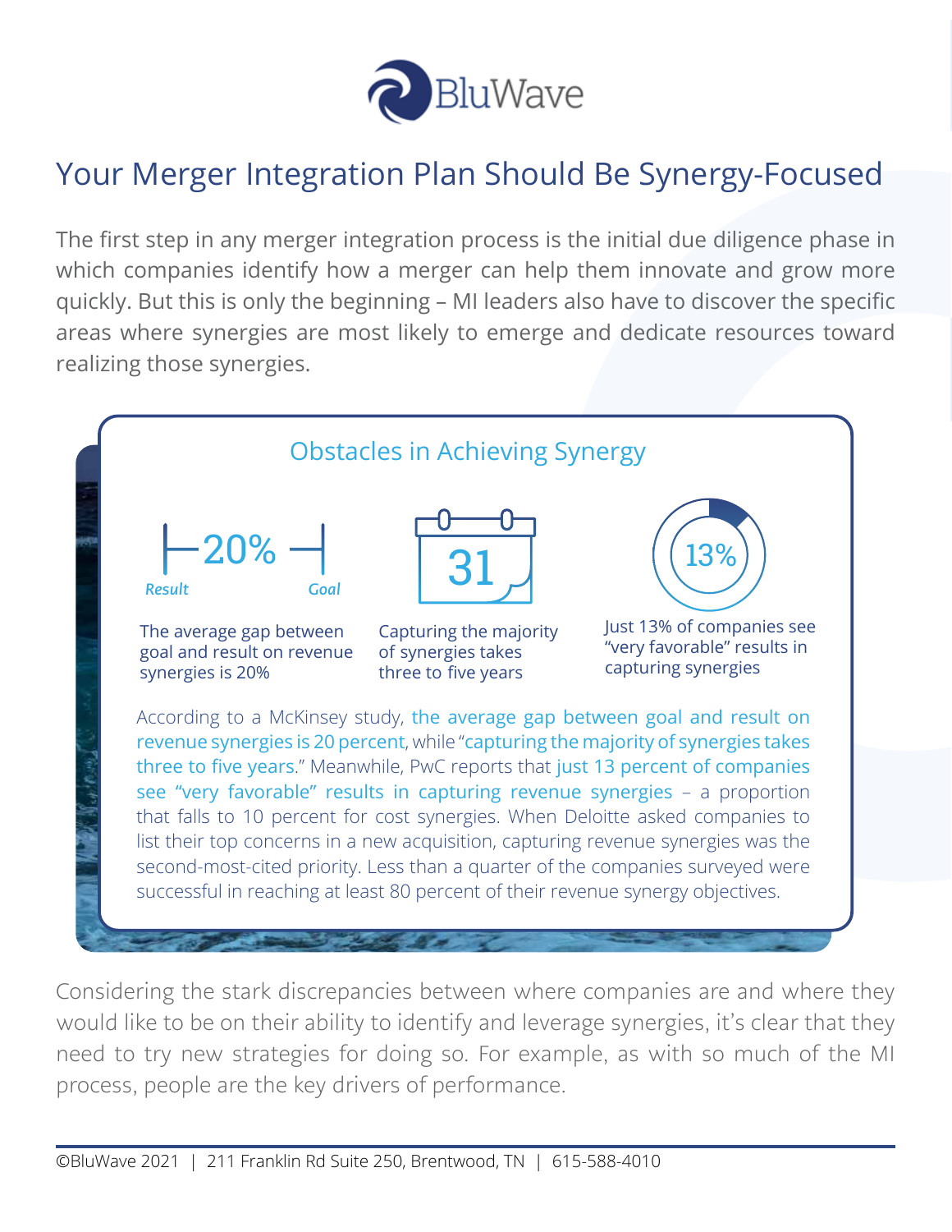# Your Merger Integration Plan Should Be Synergy-Focused

The first step in any merger integration process is the initial due diligence phase in which companies identify how a merger can help them innovate and grow more quickly. But this is only the beginning – MI leaders also have to discover the specific areas where synergies are most likely to emerge and dedicate resources toward realizing those synergies.

## Obstacles in Achieving Synergy

**20%** (Result — Goal)

The average gap between goal and result on revenue synergies is 20%

**31**

Capturing the majority of synergies takes three to five years

**13%**

Just 13% of companies see "very favorable" results in capturing synergies

According to a McKinsey study, the average gap between goal and result on revenue synergies is 20 percent, while "capturing the majority of synergies takes three to five years." Meanwhile, PwC reports that just 13 percent of companies see "very favorable" results in capturing revenue synergies – a proportion that falls to 10 percent for cost synergies. When Deloitte asked companies to list their top concerns in a new acquisition, capturing revenue synergies was the second-most-cited priority. Less than a quarter of the companies surveyed were successful in reaching at least 80 percent of their revenue synergy objectives.

Considering the stark discrepancies between where companies are and where they would like to be on their ability to identify and leverage synergies, it's clear that they need to try new strategies for doing so. For example, as with so much of the MI process, people are the key drivers of performance.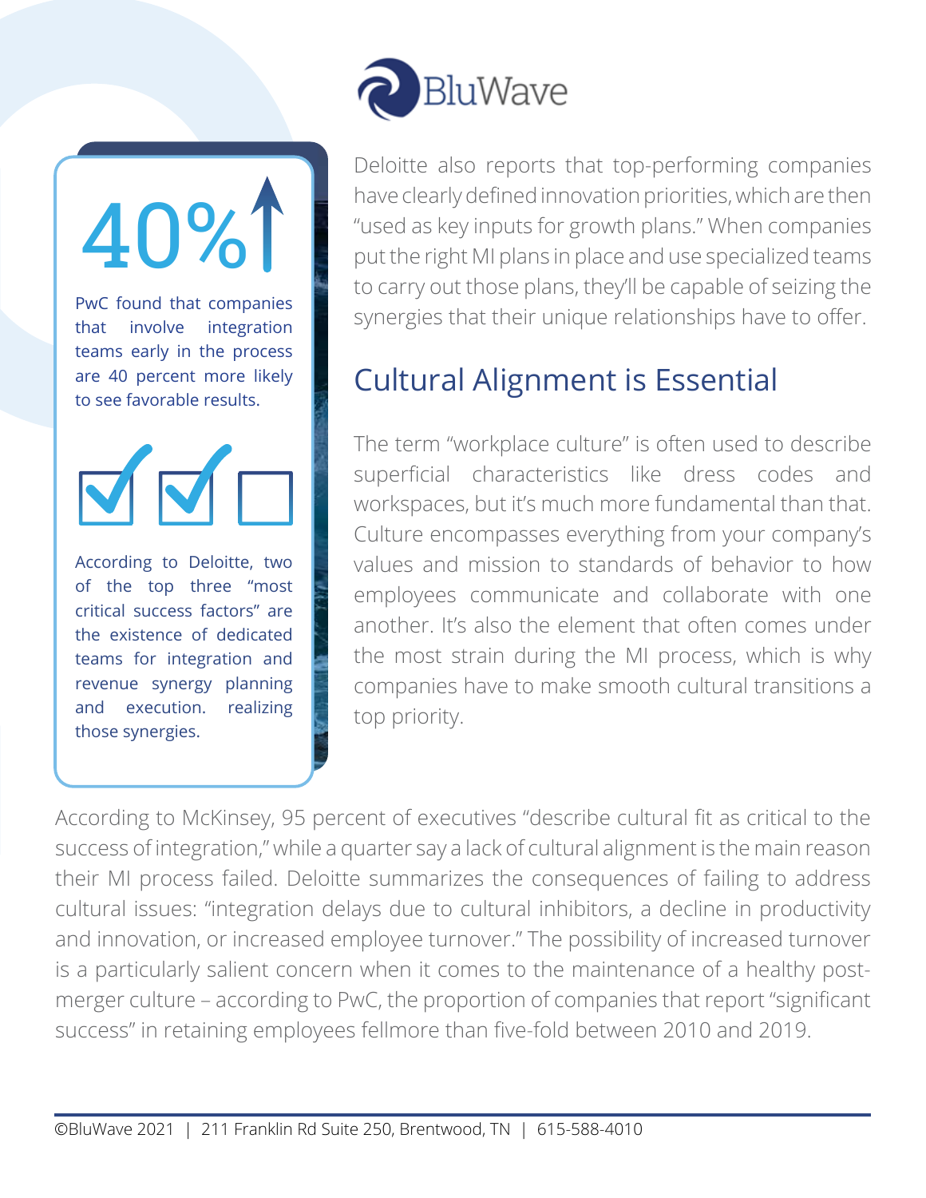Deloitte also reports that top-performing companies have clearly defined innovation priorities, which are then "used as key inputs for growth plans." When companies put the right MI plans in place and use specialized teams to carry out those plans, they'll be capable of seizing the synergies that their unique relationships have to offer.

40%

PwC found that companies that involve integration teams early in the process are 40 percent more likely to see favorable results.

According to Deloitte, two of the top three "most critical success factors" are the existence of dedicated teams for integration and revenue synergy planning and execution. realizing those synergies.

## Cultural Alignment is Essential

The term "workplace culture" is often used to describe superficial characteristics like dress codes and workspaces, but it's much more fundamental than that. Culture encompasses everything from your company's values and mission to standards of behavior to how employees communicate and collaborate with one another. It's also the element that often comes under the most strain during the MI process, which is why companies have to make smooth cultural transitions a top priority.

According to McKinsey, 95 percent of executives "describe cultural fit as critical to the success of integration," while a quarter say a lack of cultural alignment is the main reason their MI process failed. Deloitte summarizes the consequences of failing to address cultural issues: "integration delays due to cultural inhibitors, a decline in productivity and innovation, or increased employee turnover." The possibility of increased turnover is a particularly salient concern when it comes to the maintenance of a healthy post-merger culture – according to PwC, the proportion of companies that report "significant success" in retaining employees fellmore than five-fold between 2010 and 2019.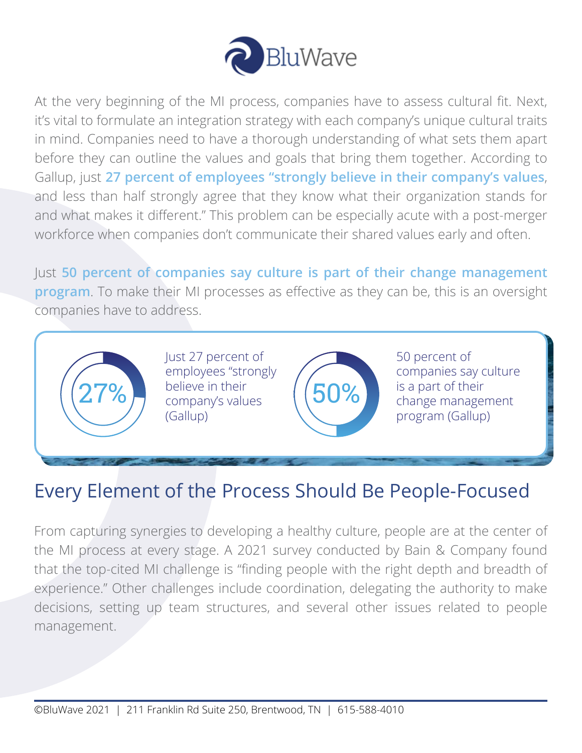At the very beginning of the MI process, companies have to assess cultural fit. Next, it's vital to formulate an integration strategy with each company's unique cultural traits in mind. Companies need to have a thorough understanding of what sets them apart before they can outline the values and goals that bring them together. According to Gallup, just **27 percent of employees "strongly believe in their company's values**, and less than half strongly agree that they know what their organization stands for and what makes it different." This problem can be especially acute with a post-merger workforce when companies don't communicate their shared values early and often.

Just **50 percent of companies say culture is part of their change management program**. To make their MI processes as effective as they can be, this is an oversight companies have to address.

27% Just 27 percent of employees "strongly believe in their company's values (Gallup)

50% 50 percent of companies say culture is a part of their change management program (Gallup)

## Every Element of the Process Should Be People-Focused

From capturing synergies to developing a healthy culture, people are at the center of the MI process at every stage. A 2021 survey conducted by Bain & Company found that the top-cited MI challenge is "finding people with the right depth and breadth of experience." Other challenges include coordination, delegating the authority to make decisions, setting up team structures, and several other issues related to people management.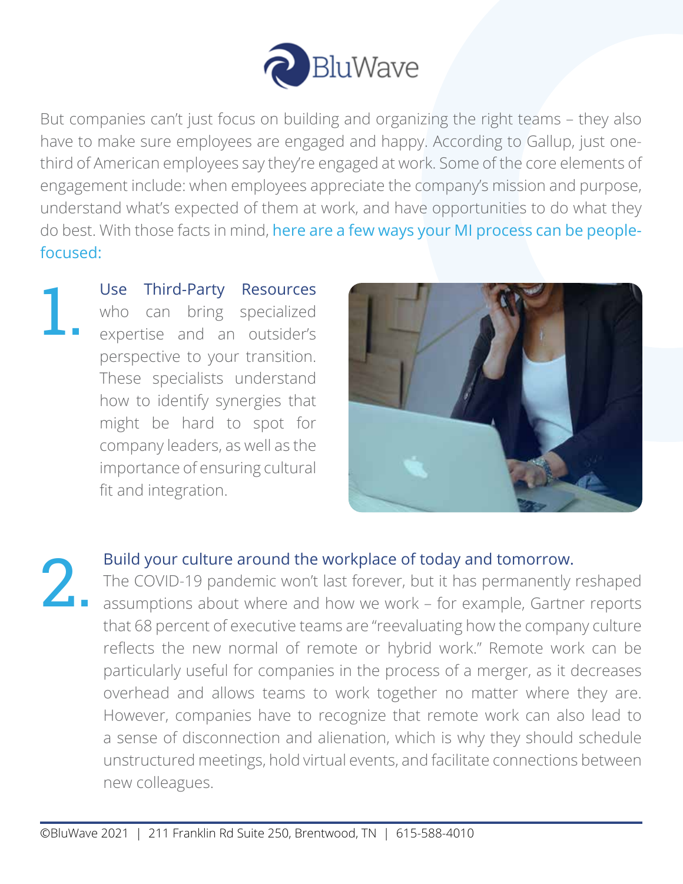But companies can't just focus on building and organizing the right teams – they also have to make sure employees are engaged and happy. According to Gallup, just one-third of American employees say they're engaged at work. Some of the core elements of engagement include: when employees appreciate the company's mission and purpose, understand what's expected of them at work, and have opportunities to do what they do best. With those facts in mind, here are a few ways your MI process can be people-focused:

1. **Use Third-Party Resources** who can bring specialized expertise and an outsider's perspective to your transition. These specialists understand how to identify synergies that might be hard to spot for company leaders, as well as the importance of ensuring cultural fit and integration.

2. **Build your culture around the workplace of today and tomorrow.** The COVID-19 pandemic won't last forever, but it has permanently reshaped assumptions about where and how we work – for example, Gartner reports that 68 percent of executive teams are "reevaluating how the company culture reflects the new normal of remote or hybrid work." Remote work can be particularly useful for companies in the process of a merger, as it decreases overhead and allows teams to work together no matter where they are. However, companies have to recognize that remote work can also lead to a sense of disconnection and alienation, which is why they should schedule unstructured meetings, hold virtual events, and facilitate connections between new colleagues.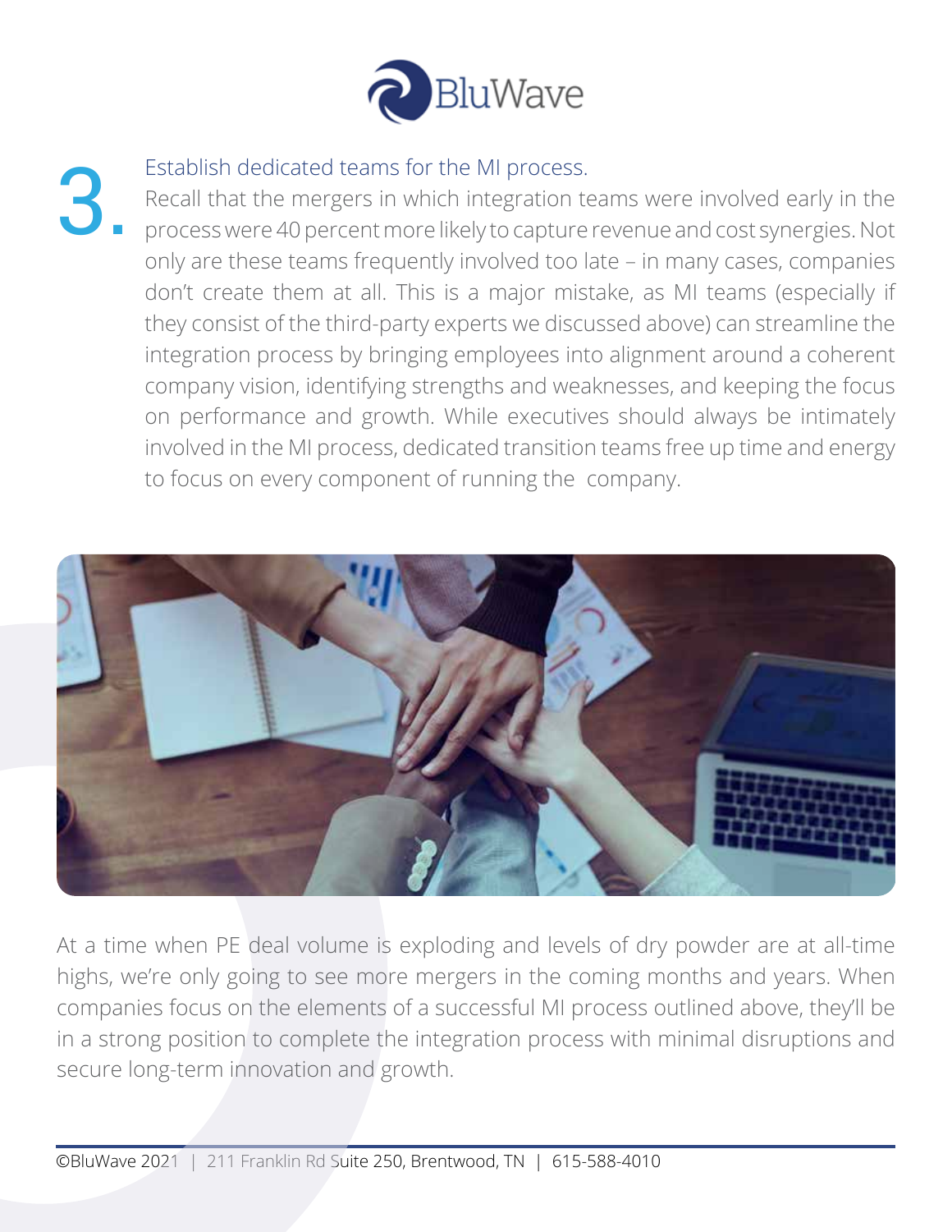3. **Establish dedicated teams for the MI process.**

Recall that the mergers in which integration teams were involved early in the process were 40 percent more likely to capture revenue and cost synergies. Not only are these teams frequently involved too late – in many cases, companies don't create them at all. This is a major mistake, as MI teams (especially if they consist of the third-party experts we discussed above) can streamline the integration process by bringing employees into alignment around a coherent company vision, identifying strengths and weaknesses, and keeping the focus on performance and growth. While executives should always be intimately involved in the MI process, dedicated transition teams free up time and energy to focus on every component of running the company.

At a time when PE deal volume is exploding and levels of dry powder are at all-time highs, we're only going to see more mergers in the coming months and years. When companies focus on the elements of a successful MI process outlined above, they'll be in a strong position to complete the integration process with minimal disruptions and secure long-term innovation and growth.

©BluWave 2021 | 211 Franklin Rd Suite 250, Brentwood, TN | 615-588-4010